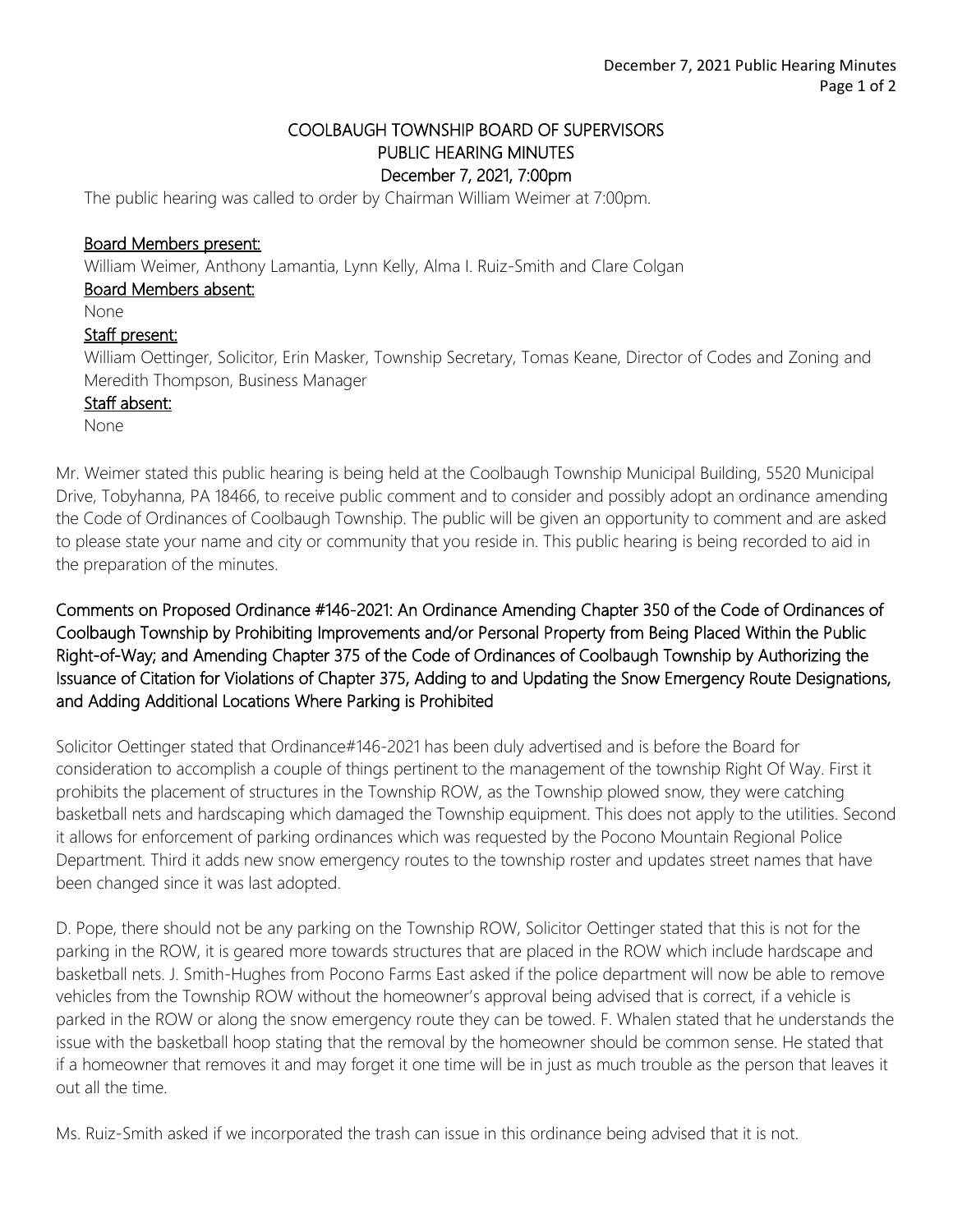# COOLBAUGH TOWNSHIP BOARD OF SUPERVISORS
## PUBLIC HEARING MINUTES
## December 7, 2021, 7:00pm

The public hearing was called to order by Chairman William Weimer at 7:00pm.

**Board Members present:**

William Weimer, Anthony Lamantia, Lynn Kelly, Alma I. Ruiz-Smith and Clare Colgan

**Board Members absent:**

None

**Staff present:**

William Oettinger, Solicitor, Erin Masker, Township Secretary, Tomas Keane, Director of Codes and Zoning and Meredith Thompson, Business Manager

**Staff absent:**

None

Mr. Weimer stated this public hearing is being held at the Coolbaugh Township Municipal Building, 5520 Municipal Drive, Tobyhanna, PA 18466, to receive public comment and to consider and possibly adopt an ordinance amending the Code of Ordinances of Coolbaugh Township. The public will be given an opportunity to comment and are asked to please state your name and city or community that you reside in. This public hearing is being recorded to aid in the preparation of the minutes.

**Comments on Proposed Ordinance #146-2021: An Ordinance Amending Chapter 350 of the Code of Ordinances of Coolbaugh Township by Prohibiting Improvements and/or Personal Property from Being Placed Within the Public Right-of-Way; and Amending Chapter 375 of the Code of Ordinances of Coolbaugh Township by Authorizing the Issuance of Citation for Violations of Chapter 375, Adding to and Updating the Snow Emergency Route Designations, and Adding Additional Locations Where Parking is Prohibited**

Solicitor Oettinger stated that Ordinance#146-2021 has been duly advertised and is before the Board for consideration to accomplish a couple of things pertinent to the management of the township Right Of Way. First it prohibits the placement of structures in the Township ROW, as the Township plowed snow, they were catching basketball nets and hardscaping which damaged the Township equipment. This does not apply to the utilities. Second it allows for enforcement of parking ordinances which was requested by the Pocono Mountain Regional Police Department. Third it adds new snow emergency routes to the township roster and updates street names that have been changed since it was last adopted.

D. Pope, there should not be any parking on the Township ROW, Solicitor Oettinger stated that this is not for the parking in the ROW, it is geared more towards structures that are placed in the ROW which include hardscape and basketball nets. J. Smith-Hughes from Pocono Farms East asked if the police department will now be able to remove vehicles from the Township ROW without the homeowner's approval being advised that is correct, if a vehicle is parked in the ROW or along the snow emergency route they can be towed. F. Whalen stated that he understands the issue with the basketball hoop stating that the removal by the homeowner should be common sense. He stated that if a homeowner that removes it and may forget it one time will be in just as much trouble as the person that leaves it out all the time.

Ms. Ruiz-Smith asked if we incorporated the trash can issue in this ordinance being advised that it is not.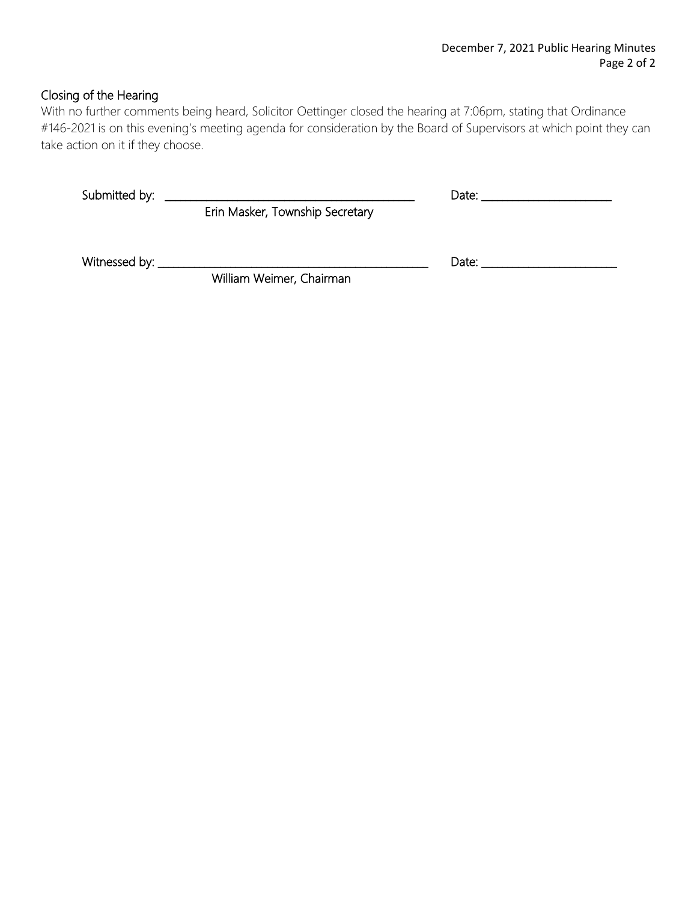## Closing of the Hearing

With no further comments being heard, Solicitor Oettinger closed the hearing at 7:06pm, stating that Ordinance #146-2021 is on this evening's meeting agenda for consideration by the Board of Supervisors at which point they can take action on it if they choose.

Submitted by: ________________________________________ Date: ____________________
Erin Masker, Township Secretary

Witnessed by: ________________________________________ Date: ____________________
William Weimer, Chairman